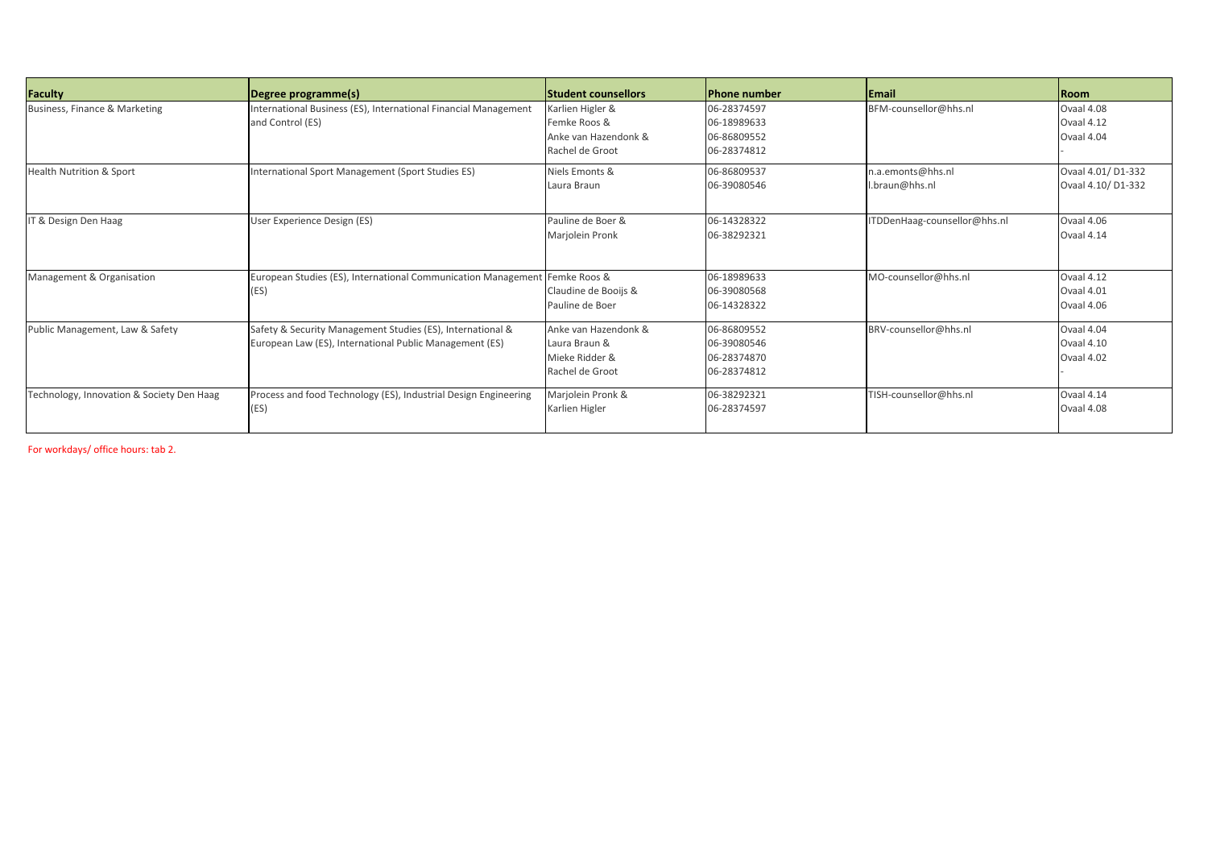| Faculty | Degree programme(s) | Student counsellors | Phone number | Email | Room |
| --- | --- | --- | --- | --- | --- |
| Business, Finance & Marketing | International Business (ES), International Financial Management and Control (ES) | Karlien Higler &<br>Femke Roos &<br>Anke van Hazendonk &<br>Rachel de Groot | 06-28374597<br>06-18989633<br>06-86809552<br>06-28374812 | BFM-counsellor@hhs.nl | Ovaal 4.08<br>Ovaal 4.12<br>Ovaal 4.04<br>- |
| Health Nutrition & Sport | International Sport Management (Sport Studies ES) | Niels Emonts &<br>Laura Braun | 06-86809537<br>06-39080546 | n.a.emonts@hhs.nl<br>l.braun@hhs.nl | Ovaal 4.01/ D1-332<br>Ovaal 4.10/ D1-332 |
| IT & Design Den Haag | User Experience Design (ES) | Pauline de Boer &<br>Marjolein Pronk | 06-14328322<br>06-38292321 | ITDDenHaag-counsellor@hhs.nl | Ovaal 4.06<br>Ovaal 4.14 |
| Management & Organisation | European Studies (ES), International Communication Management (ES) | Femke Roos &<br>Claudine de Booijs &<br>Pauline de Boer | 06-18989633<br>06-39080568<br>06-14328322 | MO-counsellor@hhs.nl | Ovaal 4.12<br>Ovaal 4.01<br>Ovaal 4.06 |
| Public Management, Law & Safety | Safety & Security Management Studies (ES), International & European Law (ES), International Public Management (ES) | Anke van Hazendonk &<br>Laura Braun &<br>Mieke Ridder &<br>Rachel de Groot | 06-86809552<br>06-39080546<br>06-28374870<br>06-28374812 | BRV-counsellor@hhs.nl | Ovaal 4.04<br>Ovaal 4.10<br>Ovaal 4.02<br>- |
| Technology, Innovation & Society Den Haag | Process and food Technology (ES), Industrial Design Engineering (ES) | Marjolein Pronk &<br>Karlien Higler | 06-38292321<br>06-28374597 | TISH-counsellor@hhs.nl | Ovaal 4.14<br>Ovaal 4.08 |

For workdays/ office hours: tab 2.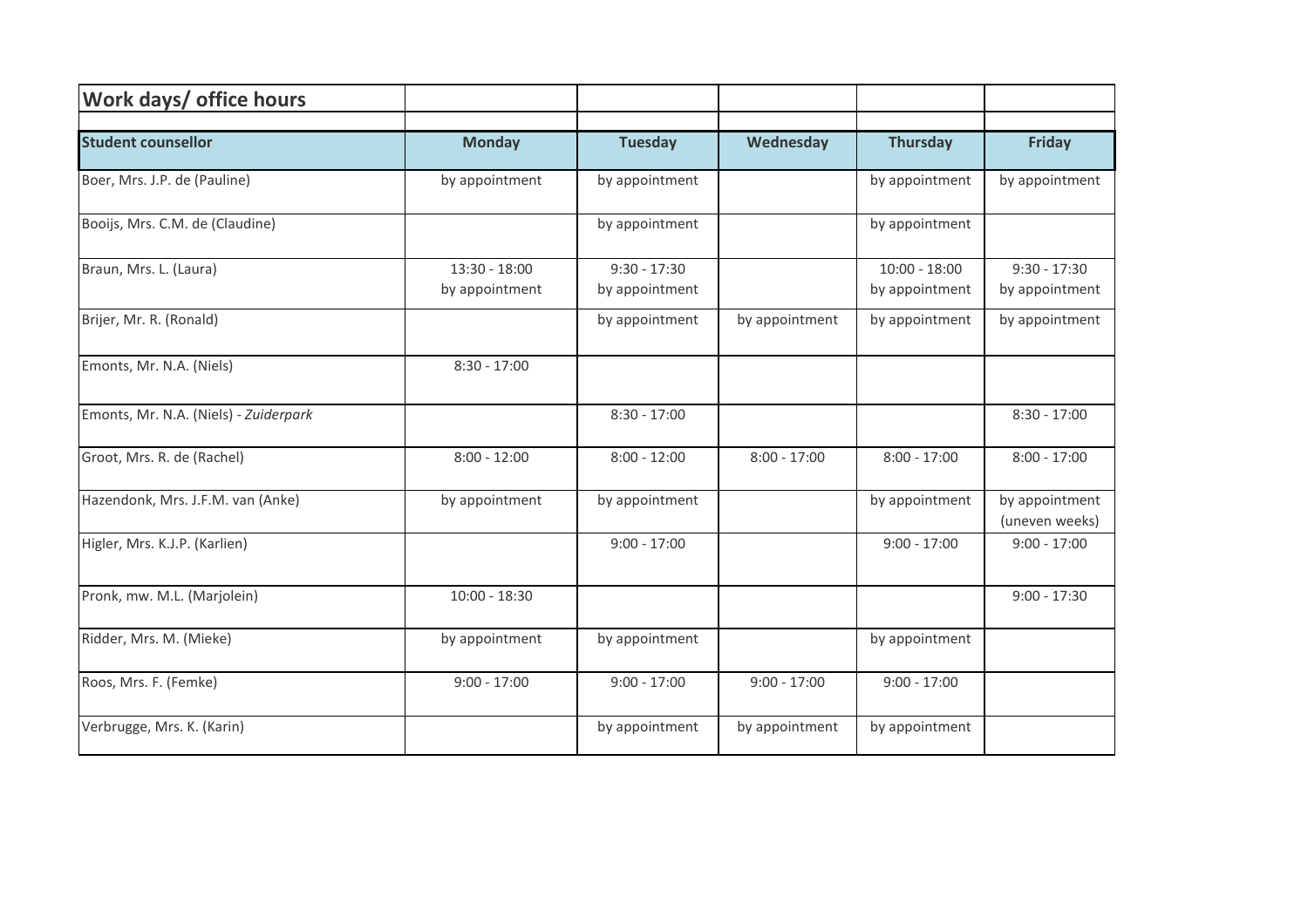## Work days/ office hours

| Student counsellor | Monday | Tuesday | Wednesday | Thursday | Friday |
|---|---|---|---|---|---|
| Boer, Mrs. J.P. de (Pauline) | by appointment | by appointment | | by appointment | by appointment |
| Booijs, Mrs. C.M. de (Claudine) | | by appointment | | by appointment | |
| Braun, Mrs. L. (Laura) | 13:30 - 18:00 by appointment | 9:30 - 17:30 by appointment | | 10:00 - 18:00 by appointment | 9:30 - 17:30 by appointment |
| Brijer, Mr. R. (Ronald) | | by appointment | by appointment | by appointment | by appointment |
| Emonts, Mr. N.A. (Niels) | 8:30 - 17:00 | | | | |
| Emonts, Mr. N.A. (Niels) - *Zuiderpark* | | 8:30 - 17:00 | | | 8:30 - 17:00 |
| Groot, Mrs. R. de (Rachel) | 8:00 - 12:00 | 8:00 - 12:00 | 8:00 - 17:00 | 8:00 - 17:00 | 8:00 - 17:00 |
| Hazendonk, Mrs. J.F.M. van (Anke) | by appointment | by appointment | | by appointment | by appointment (uneven weeks) |
| Higler, Mrs. K.J.P. (Karlien) | | 9:00 - 17:00 | | 9:00 - 17:00 | 9:00 - 17:00 |
| Pronk, mw. M.L. (Marjolein) | 10:00 - 18:30 | | | | 9:00 - 17:30 |
| Ridder, Mrs. M. (Mieke) | by appointment | by appointment | | by appointment | |
| Roos, Mrs. F. (Femke) | 9:00 - 17:00 | 9:00 - 17:00 | 9:00 - 17:00 | 9:00 - 17:00 | |
| Verbrugge, Mrs. K. (Karin) | | by appointment | by appointment | by appointment | |